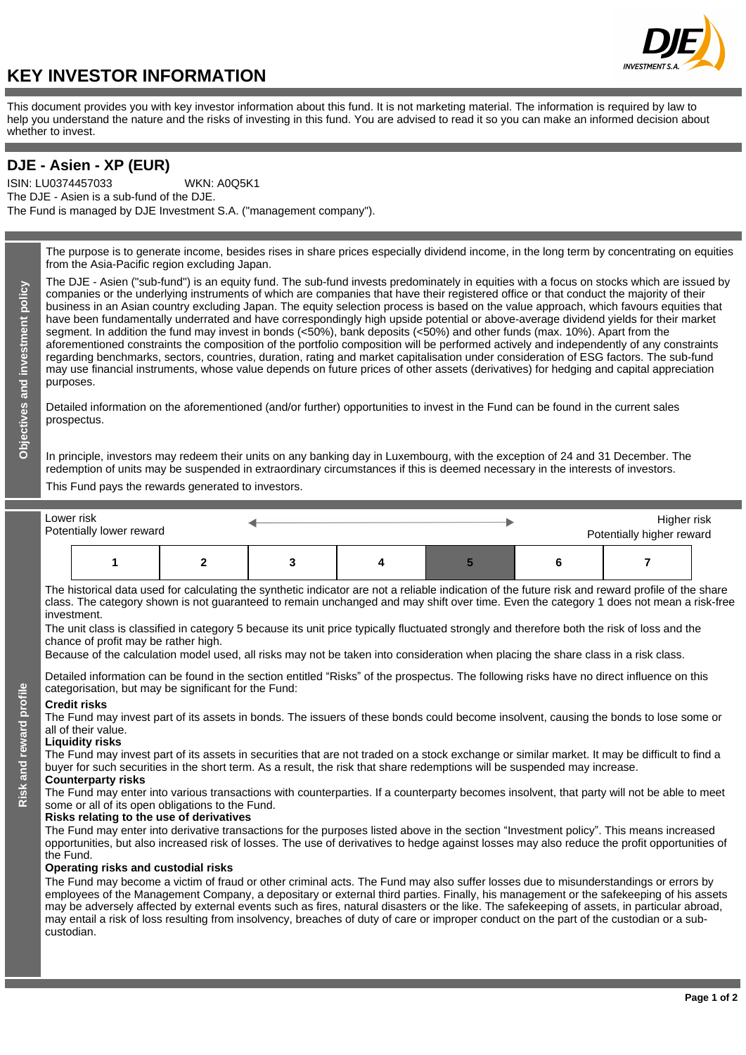# KEY INVESTOR INFORMATION

This document provides you with key investor information about this fund. It is not marketing material. The information is required by law to help you understand the nature and the risks of investing in this fund. You are advised to read it so you can make an informed decision about whether to invest.

## DJE - Asien - XP (EUR)

ISIN: LU0374457033 WKN: A0Q5K1

The DJE - Asien is a sub-fund of the DJE.

The Fund is managed by DJE Investment S.A. ("management company").

### Objectives and investment policy

The purpose is to generate income, besides rises in share prices especially dividend income, in the long term by concentrating on equities from the Asia-Pacific region excluding Japan.

The DJE - Asien ("sub-fund") is an equity fund. The sub-fund invests predominately in equities with a focus on stocks which are issued by companies or the underlying instruments of which are companies that have their registered office or that conduct the majority of their business in an Asian country excluding Japan. The equity selection process is based on the value approach, which favours equities that have been fundamentally underrated and have correspondingly high upside potential or above-average dividend yields for their market segment. In addition the fund may invest in bonds (<50%), bank deposits (<50%) and other funds (max. 10%). Apart from the aforementioned constraints the composition of the portfolio composition will be performed actively and independently of any constraints regarding benchmarks, sectors, countries, duration, rating and market capitalisation under consideration of ESG factors. The sub-fund may use financial instruments, whose value depends on future prices of other assets (derivatives) for hedging and capital appreciation purposes.

Detailed information on the aforementioned (and/or further) opportunities to invest in the Fund can be found in the current sales prospectus.

In principle, investors may redeem their units on any banking day in Luxembourg, with the exception of 24 and 31 December. The redemption of units may be suspended in extraordinary circumstances if this is deemed necessary in the interests of investors.

This Fund pays the rewards generated to investors.

### Risk and reward profile

Lower risk  
Potentially lower reward

Higher risk  
Potentially higher reward

| 1 | 2 | 3 | 4 | **5** | 6 | 7 |
|---|---|---|---|---|---|---|

The historical data used for calculating the synthetic indicator are not a reliable indication of the future risk and reward profile of the share class. The category shown is not guaranteed to remain unchanged and may shift over time. Even the category 1 does not mean a risk-free investment.

The unit class is classified in category 5 because its unit price typically fluctuated strongly and therefore both the risk of loss and the chance of profit may be rather high.

Because of the calculation model used, all risks may not be taken into consideration when placing the share class in a risk class.

Detailed information can be found in the section entitled "Risks" of the prospectus. The following risks have no direct influence on this categorisation, but may be significant for the Fund:

**Credit risks**

The Fund may invest part of its assets in bonds. The issuers of these bonds could become insolvent, causing the bonds to lose some or all of their value.

**Liquidity risks**

The Fund may invest part of its assets in securities that are not traded on a stock exchange or similar market. It may be difficult to find a buyer for such securities in the short term. As a result, the risk that share redemptions will be suspended may increase.

**Counterparty risks**

The Fund may enter into various transactions with counterparties. If a counterparty becomes insolvent, that party will not be able to meet some or all of its open obligations to the Fund.

**Risks relating to the use of derivatives**

The Fund may enter into derivative transactions for the purposes listed above in the section "Investment policy". This means increased opportunities, but also increased risk of losses. The use of derivatives to hedge against losses may also reduce the profit opportunities of the Fund.

**Operating risks and custodial risks**

The Fund may become a victim of fraud or other criminal acts. The Fund may also suffer losses due to misunderstandings or errors by employees of the Management Company, a depositary or external third parties. Finally, his management or the safekeeping of his assets may be adversely affected by external events such as fires, natural disasters or the like. The safekeeping of assets, in particular abroad, may entail a risk of loss resulting from insolvency, breaches of duty of care or improper conduct on the part of the custodian or a sub-custodian.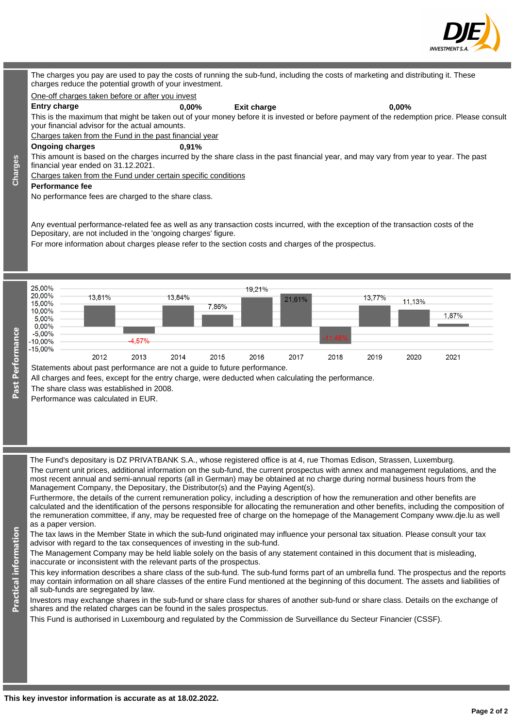## Charges

The charges you pay are used to pay the costs of running the sub-fund, including the costs of marketing and distributing it. These charges reduce the potential growth of your investment.

One-off charges taken before or after you invest

**Entry charge** **0,00%** **Exit charge** **0,00%**

This is the maximum that might be taken out of your money before it is invested or before payment of the redemption price. Please consult your financial advisor for the actual amounts.

Charges taken from the Fund in the past financial year

**Ongoing charges** **0,91%**

This amount is based on the charges incurred by the share class in the past financial year, and may vary from year to year. The past financial year ended on 31.12.2021.

Charges taken from the Fund under certain specific conditions

**Performance fee**

No performance fees are charged to the share class.

Any eventual performance-related fee as well as any transaction costs incurred, with the exception of the transaction costs of the Depositary, are not included in the 'ongoing charges' figure.

For more information about charges please refer to the section costs and charges of the prospectus.

## Past Performance

25,00%
20,00%
15,00%
10,00%
5,00%
0,00%
-5,00%
-10,00%
-15,00%

2012: 13,81%
2013: -4,57%
2014: 13,84%
2015: 7,86%
2016: 19,21%
2017: 21,61%
2018: -11,45%
2019: 13,77%
2020: 11,13%
2021: 1,87%

Statements about past performance are not a guide to future performance.

All charges and fees, except for the entry charge, were deducted when calculating the performance.

The share class was established in 2008.

Performance was calculated in EUR.

## Practical information

The Fund's depositary is DZ PRIVATBANK S.A., whose registered office is at 4, rue Thomas Edison, Strassen, Luxemburg.

The current unit prices, additional information on the sub-fund, the current prospectus with annex and management regulations, and the most recent annual and semi-annual reports (all in German) may be obtained at no charge during normal business hours from the Management Company, the Depositary, the Distributor(s) and the Paying Agent(s).

Furthermore, the details of the current remuneration policy, including a description of how the remuneration and other benefits are calculated and the identification of the persons responsible for allocating the remuneration and other benefits, including the composition of the remuneration committee, if any, may be requested free of charge on the homepage of the Management Company www.dje.lu as well as a paper version.

The tax laws in the Member State in which the sub-fund originated may influence your personal tax situation. Please consult your tax advisor with regard to the tax consequences of investing in the sub-fund.

The Management Company may be held liable solely on the basis of any statement contained in this document that is misleading, inaccurate or inconsistent with the relevant parts of the prospectus.

This key information describes a share class of the sub-fund. The sub-fund forms part of an umbrella fund. The prospectus and the reports may contain information on all share classes of the entire Fund mentioned at the beginning of this document. The assets and liabilities of all sub-funds are segregated by law.

Investors may exchange shares in the sub-fund or share class for shares of another sub-fund or share class. Details on the exchange of shares and the related charges can be found in the sales prospectus.

This Fund is authorised in Luxembourg and regulated by the Commission de Surveillance du Secteur Financier (CSSF).

**This key investor information is accurate as at 18.02.2022.**